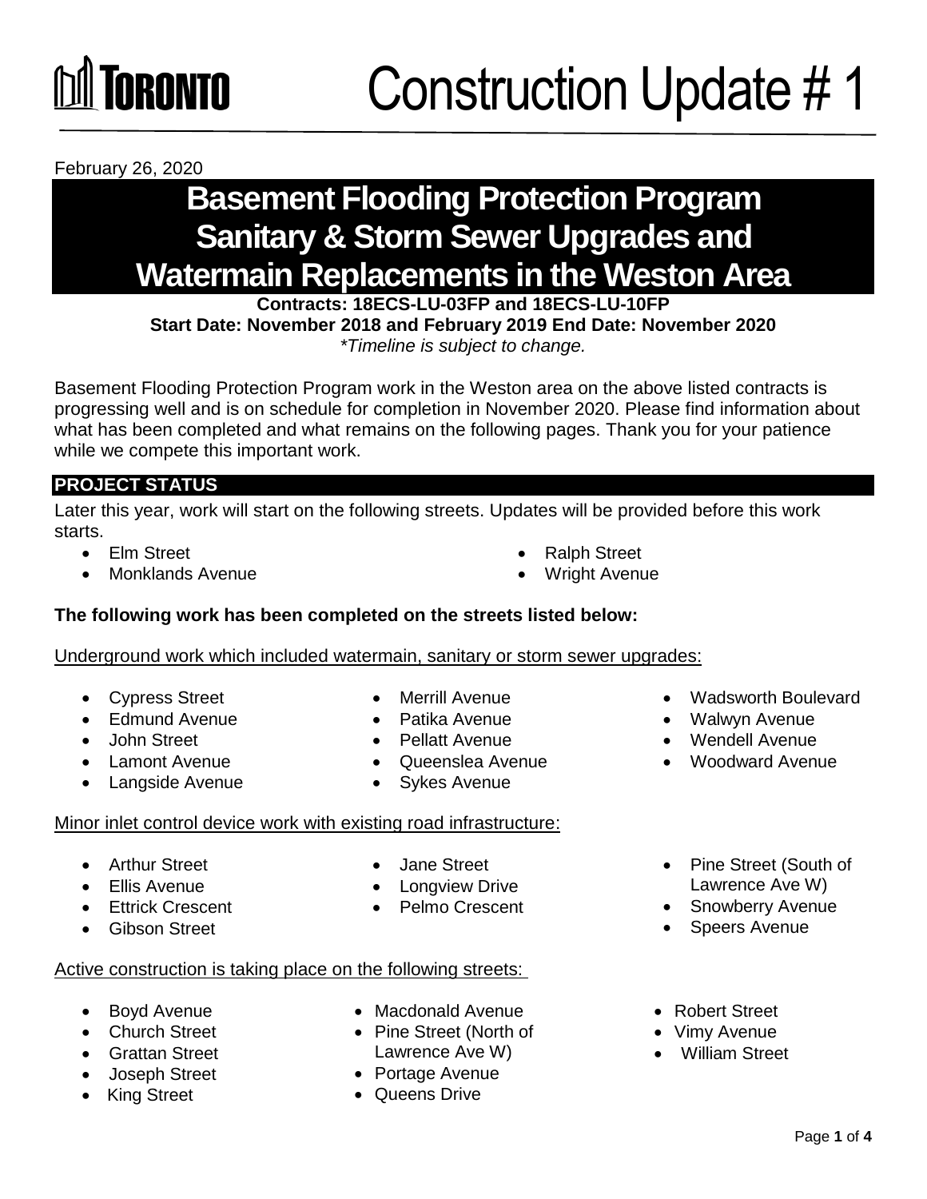TORONTO

# Construction Update # 1

February 26, 2020

## Basement Flooding Protection Program Sanitary & Storm Sewer Upgrades and Watermain Replacements in the Weston Area

**Contracts: 18ECS-LU-03FP and 18ECS-LU-10FP**
**Start Date: November 2018 and February 2019 End Date: November 2020**
*\*Timeline is subject to change.*

Basement Flooding Protection Program work in the Weston area on the above listed contracts is progressing well and is on schedule for completion in November 2020. Please find information about what has been completed and what remains on the following pages. Thank you for your patience while we compete this important work.

### PROJECT STATUS

Later this year, work will start on the following streets. Updates will be provided before this work starts.

- Elm Street
- Monklands Avenue
- Ralph Street
- Wright Avenue

**The following work has been completed on the streets listed below:**

Underground work which included watermain, sanitary or storm sewer upgrades:

- Cypress Street
- Edmund Avenue
- John Street
- Lamont Avenue
- Langside Avenue
- Merrill Avenue
- Patika Avenue
- Pellatt Avenue
- Queenslea Avenue
- Sykes Avenue
- Wadsworth Boulevard
- Walwyn Avenue
- Wendell Avenue
- Woodward Avenue

Minor inlet control device work with existing road infrastructure:

- Arthur Street
- Ellis Avenue
- Ettrick Crescent
- Gibson Street
- Jane Street
- Longview Drive
- Pelmo Crescent
- Pine Street (South of Lawrence Ave W)
- Snowberry Avenue
- Speers Avenue

Active construction is taking place on the following streets:

- Boyd Avenue
- Church Street
- Grattan Street
- Joseph Street
- King Street
- Macdonald Avenue
- Pine Street (North of Lawrence Ave W)
- Portage Avenue
- Queens Drive
- Robert Street
- Vimy Avenue
- William Street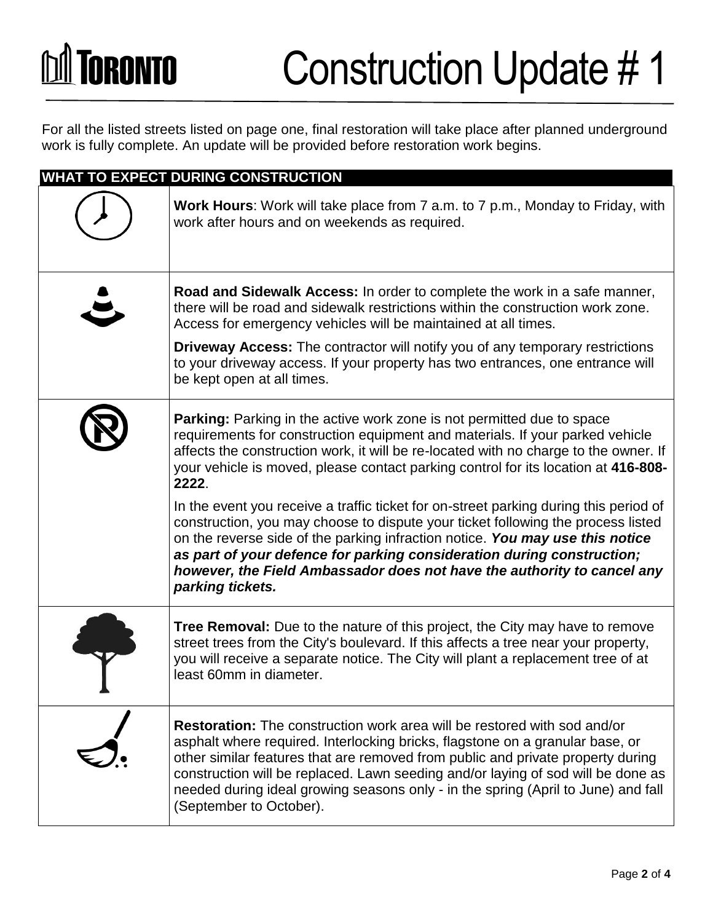# Construction Update # 1

For all the listed streets listed on page one, final restoration will take place after planned underground work is fully complete. An update will be provided before restoration work begins.

## WHAT TO EXPECT DURING CONSTRUCTION

**Work Hours**: Work will take place from 7 a.m. to 7 p.m., Monday to Friday, with work after hours and on weekends as required.

**Road and Sidewalk Access:** In order to complete the work in a safe manner, there will be road and sidewalk restrictions within the construction work zone. Access for emergency vehicles will be maintained at all times.

**Driveway Access:** The contractor will notify you of any temporary restrictions to your driveway access. If your property has two entrances, one entrance will be kept open at all times.

**Parking:** Parking in the active work zone is not permitted due to space requirements for construction equipment and materials. If your parked vehicle affects the construction work, it will be re-located with no charge to the owner. If your vehicle is moved, please contact parking control for its location at **416-808-2222**.

In the event you receive a traffic ticket for on-street parking during this period of construction, you may choose to dispute your ticket following the process listed on the reverse side of the parking infraction notice. ***You may use this notice as part of your defence for parking consideration during construction; however, the Field Ambassador does not have the authority to cancel any parking tickets.***

**Tree Removal:** Due to the nature of this project, the City may have to remove street trees from the City's boulevard. If this affects a tree near your property, you will receive a separate notice. The City will plant a replacement tree of at least 60mm in diameter.

**Restoration:** The construction work area will be restored with sod and/or asphalt where required. Interlocking bricks, flagstone on a granular base, or other similar features that are removed from public and private property during construction will be replaced. Lawn seeding and/or laying of sod will be done as needed during ideal growing seasons only - in the spring (April to June) and fall (September to October).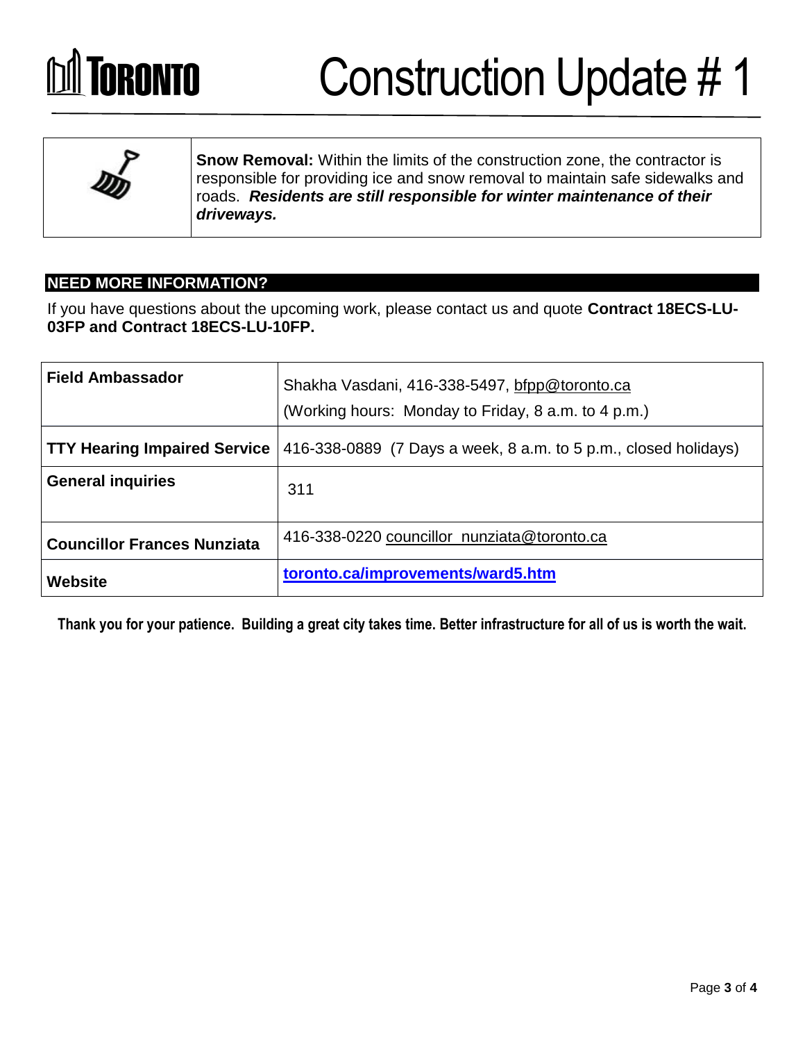# Construction Update # 1

**Snow Removal:** Within the limits of the construction zone, the contractor is responsible for providing ice and snow removal to maintain safe sidewalks and roads. ***Residents are still responsible for winter maintenance of their driveways.***

## NEED MORE INFORMATION?

If you have questions about the upcoming work, please contact us and quote **Contract 18ECS-LU-03FP and Contract 18ECS-LU-10FP.**

| | |
|---|---|
| **Field Ambassador** | Shakha Vasdani, 416-338-5497, bfpp@toronto.ca<br>(Working hours: Monday to Friday, 8 a.m. to 4 p.m.) |
| **TTY Hearing Impaired Service** | 416-338-0889 (7 Days a week, 8 a.m. to 5 p.m., closed holidays) |
| **General inquiries** | 311 |
| **Councillor Frances Nunziata** | 416-338-0220 councillor_nunziata@toronto.ca |
| **Website** | **toronto.ca/improvements/ward5.htm** |

**Thank you for your patience. Building a great city takes time. Better infrastructure for all of us is worth the wait.**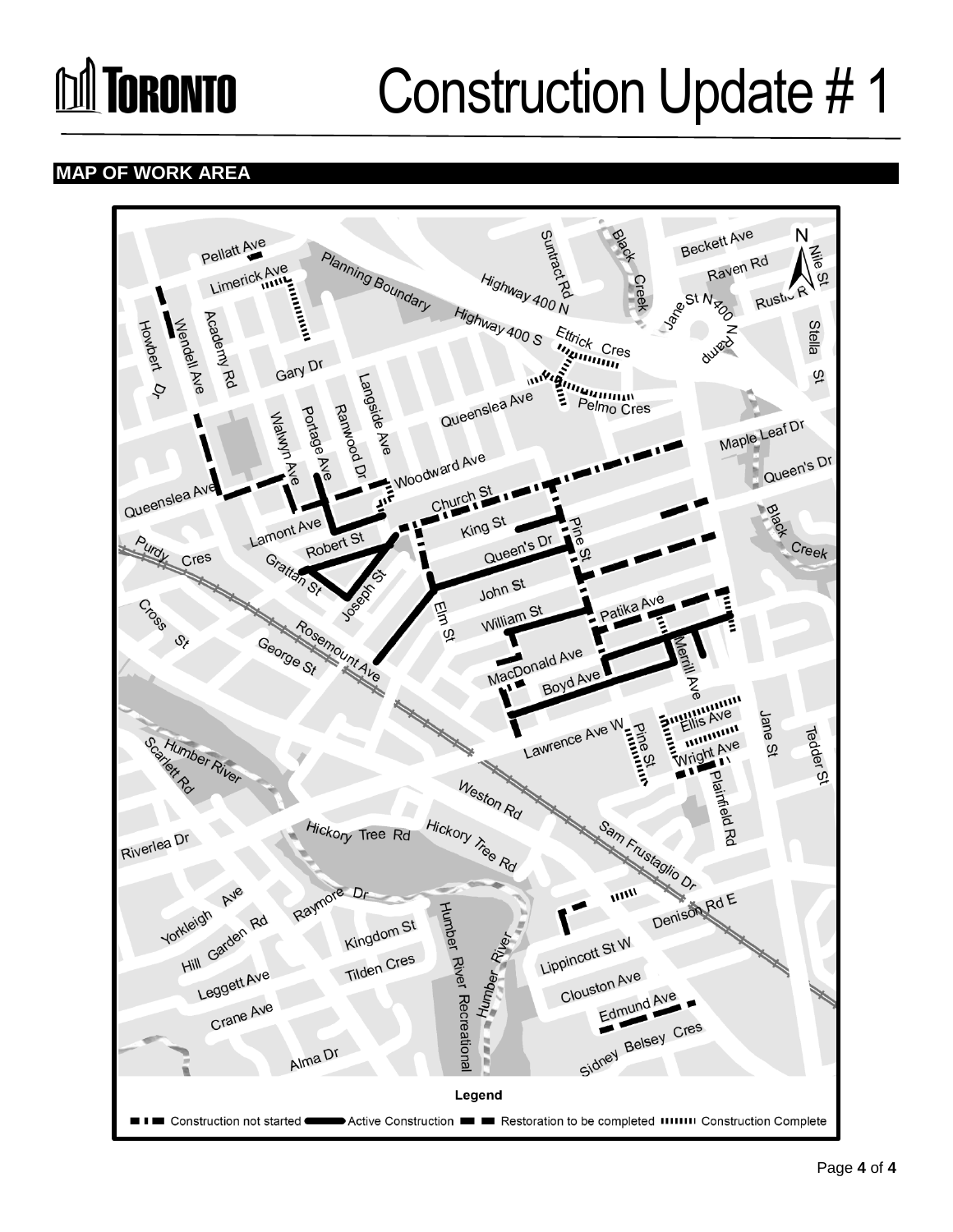# Construction Update # 1

## MAP OF WORK AREA

Pellatt Ave
Limerick Ave
Planning Boundary
Suntract Rd
Black Creek
Beckett Ave
Raven Rd
Nile St
Rustic Rd
Highway 400 N
Highway 400 S
Jane St N 400 N Ramp
Stella St
Howbert Dr
Wendell Ave
Academy Rd
Ettrick Cres
Gary Dr
Langside Ave
Pelmo Cres
Queenslea Ave
Walwyn Ave
Portage Ave
Ranwood Dr
Maple Leaf Dr
Queen's Dr
Woodward Ave
Queenslea Ave
Church St
Lamont Ave
King St
Pine St
Black Creek
Robert St
Purdy Cres
Queen's Dr
Grattan St
Joseph St
John St
Elm St
Patika Ave
William St
Cross St
Rosemount Ave
Merrill Ave
George St
MacDonald Ave
Boyd Ave
Ellis Ave
Jane St
Lawrence Ave W
Pine St
Wright Ave
Tedder St
Scarlett Rd
Humber River
Plainfield Rd
Weston Rd
Hickory Tree Rd
Hickory Tree Rd
Sam Frustaglio Dr
Riverlea Dr
Raymore Dr
Yorkleigh Ave
Denison Rd E
Hill Garden Rd
Kingdom St
Humber River Recreational
Humber River
Lippincott St W
Tilden Cres
Leggett Ave
Clouston Ave
Crane Ave
Edmund Ave
Sidney Belsey Cres
Alma Dr

**Legend**

Construction not started
Active Construction
Restoration to be completed
Construction Complete